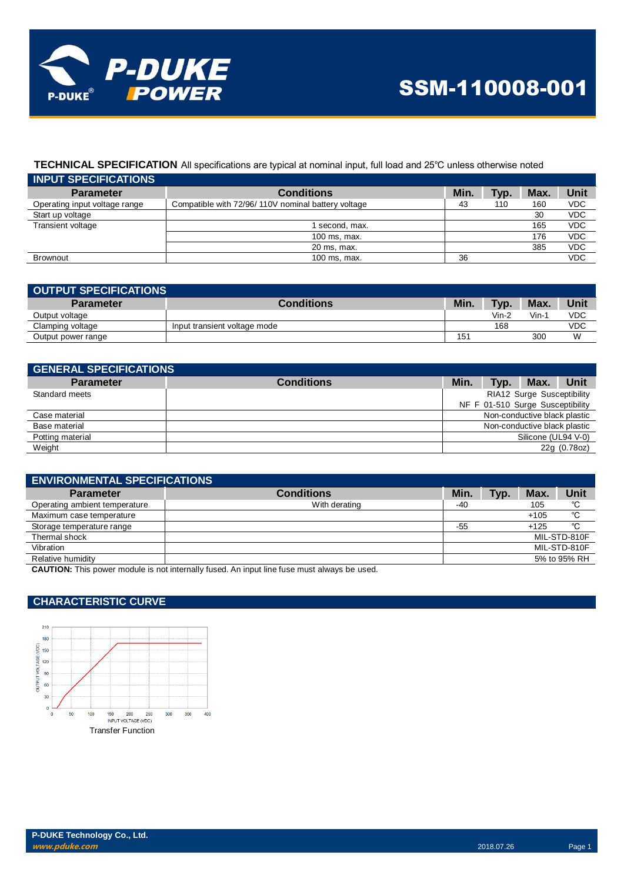# SSM-110008-001

**TECHNICAL SPECIFICATION** All specifications are typical at nominal input, full load and 25℃ unless otherwise noted

## INPUT SPECIFICATIONS

| Parameter | Conditions | Min. | Typ. | Max. | Unit |
|---|---|---|---|---|---|
| Operating input voltage range | Compatible with 72/96/ 110V nominal battery voltage | 43 | 110 | 160 | VDC |
| Start up voltage | | | | 30 | VDC |
| Transient voltage | 1 second, max. | | | 165 | VDC |
| | 100 ms, max. | | | 176 | VDC |
| | 20 ms, max. | | | 385 | VDC |
| Brownout | 100 ms, max. | 36 | | | VDC |

## OUTPUT SPECIFICATIONS

| Parameter | Conditions | Min. | Typ. | Max. | Unit |
|---|---|---|---|---|---|
| Output voltage | | | Vin-2 | Vin-1 | VDC |
| Clamping voltage | Input transient voltage mode | | 168 | | VDC |
| Output power range | | 151 | | 300 | W |

## GENERAL SPECIFICATIONS

| Parameter | Conditions | Min. | Typ. | Max. | Unit |
|---|---|---|---|---|---|
| Standard meets | | RIA12 Surge Susceptibility | | | |
| | | NF F 01-510 Surge Susceptibility | | | |
| Case material | | Non-conductive black plastic | | | |
| Base material | | Non-conductive black plastic | | | |
| Potting material | | Silicone (UL94 V-0) | | | |
| Weight | | 22g (0.78oz) | | | |

## ENVIRONMENTAL SPECIFICATIONS

| Parameter | Conditions | Min. | Typ. | Max. | Unit |
|---|---|---|---|---|---|
| Operating ambient temperature | With derating | -40 | | 105 | ℃ |
| Maximum case temperature | | | | +105 | ℃ |
| Storage temperature range | | -55 | | +125 | ℃ |
| Thermal shock | | MIL-STD-810F | | | |
| Vibration | | MIL-STD-810F | | | |
| Relative humidity | | 5% to 95% RH | | | |

**CAUTION:** This power module is not internally fused. An input line fuse must always be used.

## CHARACTERISTIC CURVE

Transfer Function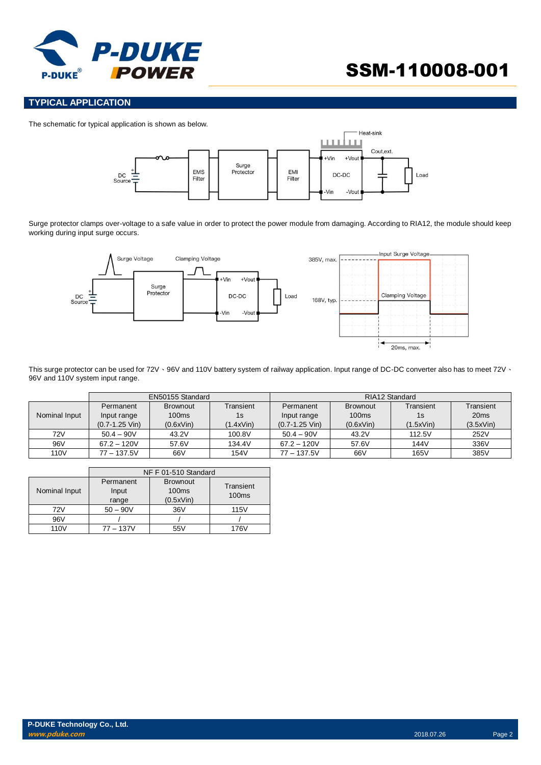## TYPICAL APPLICATION

The schematic for typical application is shown as below.

Surge protector clamps over-voltage to a safe value in order to protect the power module from damaging. According to RIA12, the module should keep working during input surge occurs.

This surge protector can be used for 72V、96V and 110V battery system of railway application. Input range of DC-DC converter also has to meet 72V、96V and 110V system input range.

| Nominal Input | EN50155 Standard | | | RIA12 Standard | | | |
|---|---|---|---|---|---|---|---|
| | Permanent Input range (0.7-1.25 Vin) | Brownout 100ms (0.6xVin) | Transient 1s (1.4xVin) | Permanent Input range (0.7-1.25 Vin) | Brownout 100ms (0.6xVin) | Transient 1s (1.5xVin) | Transient 20ms (3.5xVin) |
| 72V | 50.4 – 90V | 43.2V | 100.8V | 50.4 – 90V | 43.2V | 112.5V | 252V |
| 96V | 67.2 – 120V | 57.6V | 134.4V | 67.2 – 120V | 57.6V | 144V | 336V |
| 110V | 77 – 137.5V | 66V | 154V | 77 – 137.5V | 66V | 165V | 385V |

| Nominal Input | NF F 01-510 Standard | | |
|---|---|---|---|
| | Permanent Input range | Brownout 100ms (0.5xVin) | Transient 100ms |
| 72V | 50 – 90V | 36V | 115V |
| 96V | / | / | / |
| 110V | 77 – 137V | 55V | 176V |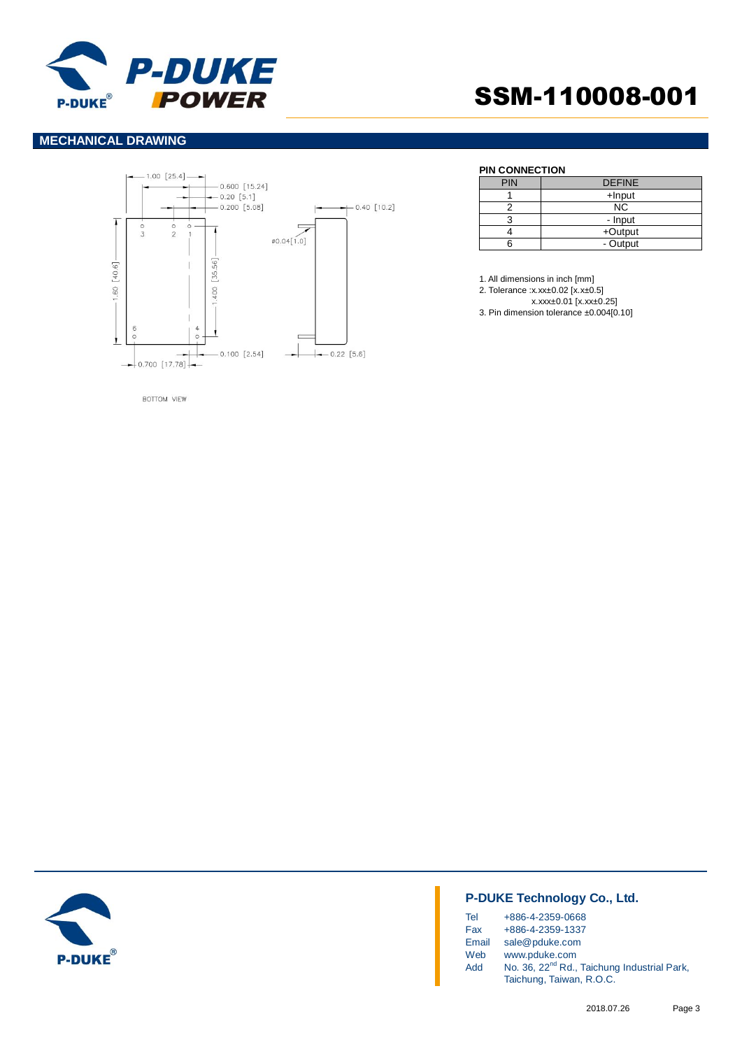## MECHANICAL DRAWING

1.00 [25.4]
0.600 [15.24]
0.20 [5.1]
0.200 [5.08]
0.40 [10.2]
ø0.04[1.0]
1.60 [40.6]
1.400 [35.56]
3 2 1
6 4
0.100 [2.54]
0.22 [5.6]
0.700 [17.78]

BOTTOM VIEW

**PIN CONNECTION**

| PIN | DEFINE |
|---|---|
| 1 | +Input |
| 2 | NC |
| 3 | - Input |
| 4 | +Output |
| 6 | - Output |

1. All dimensions in inch [mm]
2. Tolerance :x.xx±0.02 [x.x±0.5]
   x.xxx±0.01 [x.xx±0.25]
3. Pin dimension tolerance ±0.004[0.10]

### P-DUKE Technology Co., Ltd.

Tel +886-4-2359-0668
Fax +886-4-2359-1337
Email sale@pduke.com
Web www.pduke.com
Add No. 36, 22nd Rd., Taichung Industrial Park, Taichung, Taiwan, R.O.C.

2018.07.26